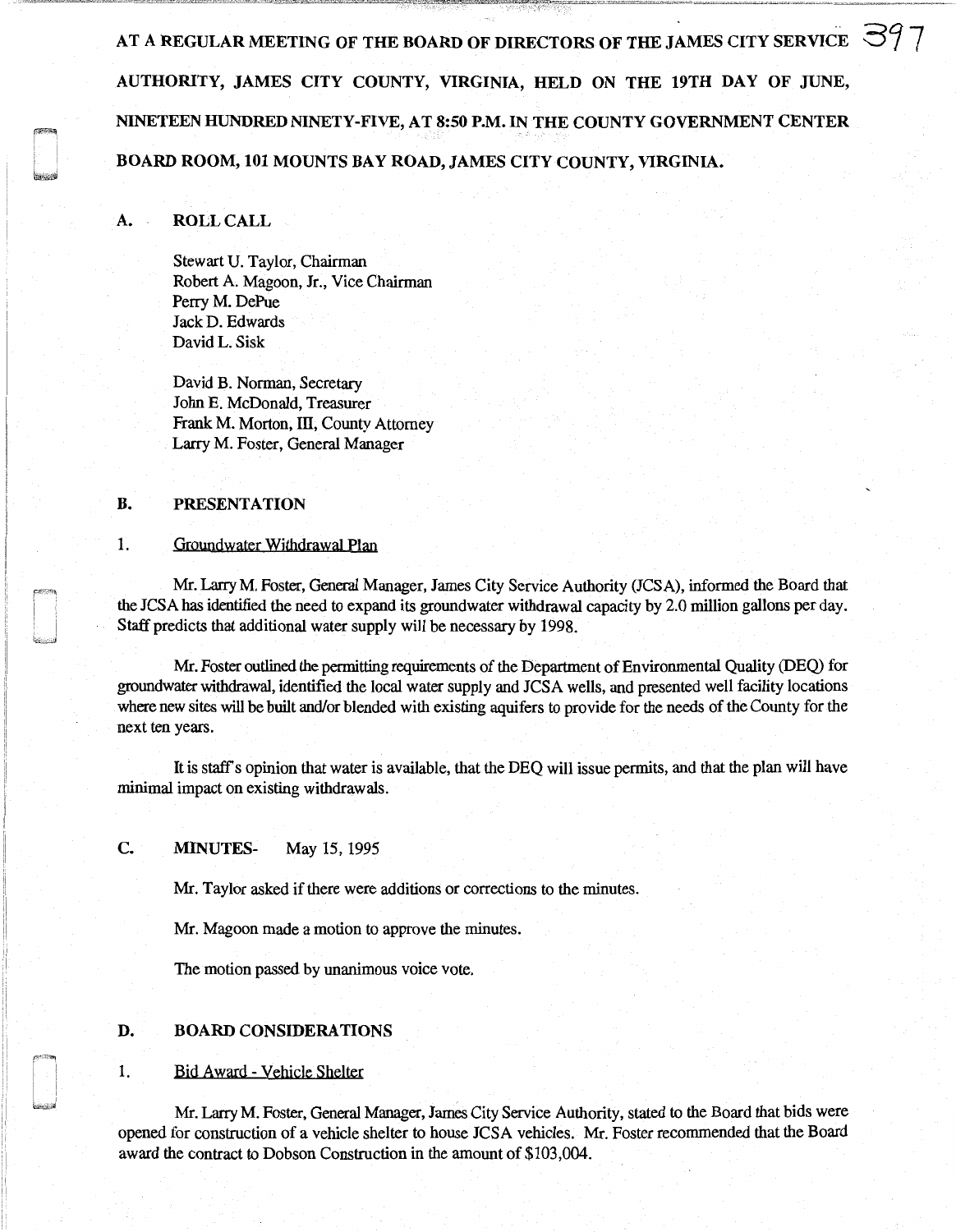AT A REGULAR MEETING OF THE BOARD OF DIRECTORS OF THE JAMES CITY SERVICE AUTHORITY, JAMES CITY COUNTY, VIRGINIA, HELD ON THE 19TH DAY OF JUNE, NINETEEN HUNDRED NINETY-FIVE, AT 8:50 P.M. IN THE COUNTY GOVERNMENT CENTER BOARD ROOM, 101 MOUNTS BAY ROAD, JAMES CITY COUNTY, VIRGINIA.

## A. ROLL CALL

Stewart U. Taylor, Chairman
Robert A. Magoon, Jr., Vice Chairman
Perry M. DePue
Jack D. Edwards
David L. Sisk

David B. Norman, Secretary
John E. McDonald, Treasurer
Frank M. Morton, III, County Attorney
Larry M. Foster, General Manager

## B. PRESENTATION

1. Groundwater Withdrawal Plan

Mr. Larry M. Foster, General Manager, James City Service Authority (JCSA), informed the Board that the JCSA has identified the need to expand its groundwater withdrawal capacity by 2.0 million gallons per day. Staff predicts that additional water supply will be necessary by 1998.

Mr. Foster outlined the permitting requirements of the Department of Environmental Quality (DEQ) for groundwater withdrawal, identified the local water supply and JCSA wells, and presented well facility locations where new sites will be built and/or blended with existing aquifers to provide for the needs of the County for the next ten years.

It is staff's opinion that water is available, that the DEQ will issue permits, and that the plan will have minimal impact on existing withdrawals.

## C. MINUTES- May 15, 1995

Mr. Taylor asked if there were additions or corrections to the minutes.

Mr. Magoon made a motion to approve the minutes.

The motion passed by unanimous voice vote.

## D. BOARD CONSIDERATIONS

1. Bid Award - Vehicle Shelter

Mr. Larry M. Foster, General Manager, James City Service Authority, stated to the Board that bids were opened for construction of a vehicle shelter to house JCSA vehicles. Mr. Foster recommended that the Board award the contract to Dobson Construction in the amount of $103,004.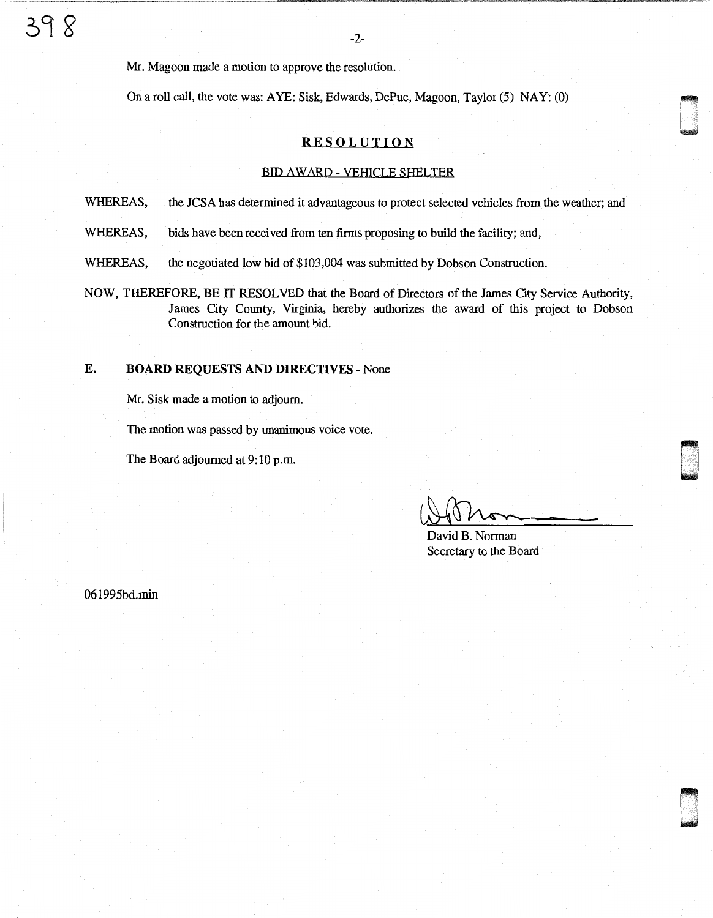Mr. Magoon made a motion to approve the resolution.

On a roll call, the vote was: AYE: Sisk, Edwards, DePue, Magoon, Taylor (5) NAY: (0)

## RESOLUTION

### BID AWARD - VEHICLE SHELTER

WHEREAS, the JCSA has determined it advantageous to protect selected vehicles from the weather; and

WHEREAS, bids have been received from ten firms proposing to build the facility; and,

WHEREAS, the negotiated low bid of $103,004 was submitted by Dobson Construction.

NOW, THEREFORE, BE IT RESOLVED that the Board of Directors of the James City Service Authority, James City County, Virginia, hereby authorizes the award of this project to Dobson Construction for the amount bid.

**E. BOARD REQUESTS AND DIRECTIVES** - None

Mr. Sisk made a motion to adjourn.

The motion was passed by unanimous voice vote.

The Board adjourned at 9:10 p.m.

David B. Norman
Secretary to the Board

061995bd.min